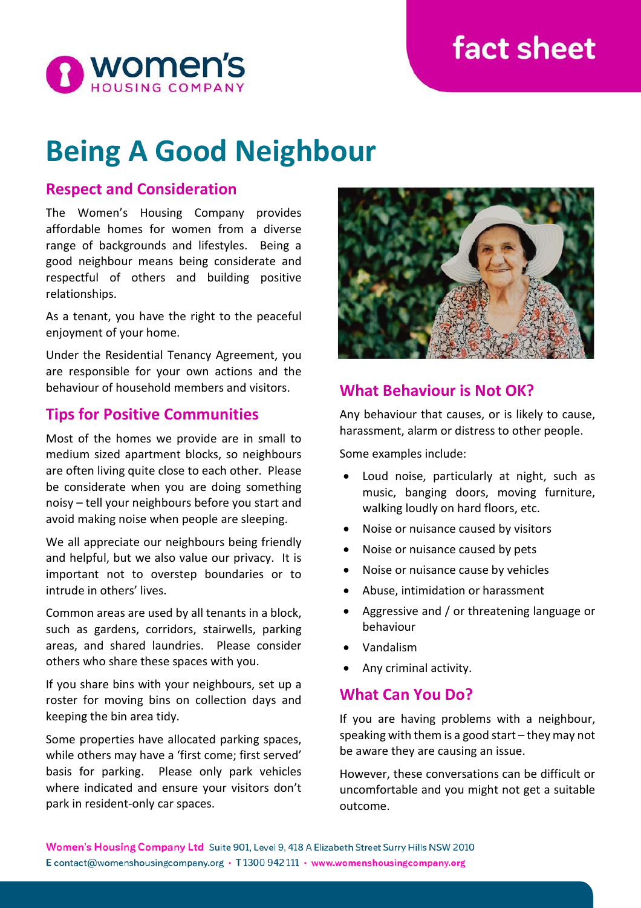# Being A Good Neighbour

## Respect and Consideration

The Women's Housing Company provides affordable homes for women from a diverse range of backgrounds and lifestyles. Being a good neighbour means being considerate and respectful of others and building positive relationships.

As a tenant, you have the right to the peaceful enjoyment of your home.

Under the Residential Tenancy Agreement, you are responsible for your own actions and the behaviour of household members and visitors.

## Tips for Positive Communities

Most of the homes we provide are in small to medium sized apartment blocks, so neighbours are often living quite close to each other. Please be considerate when you are doing something noisy – tell your neighbours before you start and avoid making noise when people are sleeping.

We all appreciate our neighbours being friendly and helpful, but we also value our privacy. It is important not to overstep boundaries or to intrude in others' lives.

Common areas are used by all tenants in a block, such as gardens, corridors, stairwells, parking areas, and shared laundries. Please consider others who share these spaces with you.

If you share bins with your neighbours, set up a roster for moving bins on collection days and keeping the bin area tidy.

Some properties have allocated parking spaces, while others may have a 'first come; first served' basis for parking. Please only park vehicles where indicated and ensure your visitors don't park in resident-only car spaces.

## What Behaviour is Not OK?

Any behaviour that causes, or is likely to cause, harassment, alarm or distress to other people.

Some examples include:

- Loud noise, particularly at night, such as music, banging doors, moving furniture, walking loudly on hard floors, etc.
- Noise or nuisance caused by visitors
- Noise or nuisance caused by pets
- Noise or nuisance cause by vehicles
- Abuse, intimidation or harassment
- Aggressive and / or threatening language or behaviour
- Vandalism
- Any criminal activity.

## What Can You Do?

If you are having problems with a neighbour, speaking with them is a good start – they may not be aware they are causing an issue.

However, these conversations can be difficult or uncomfortable and you might not get a suitable outcome.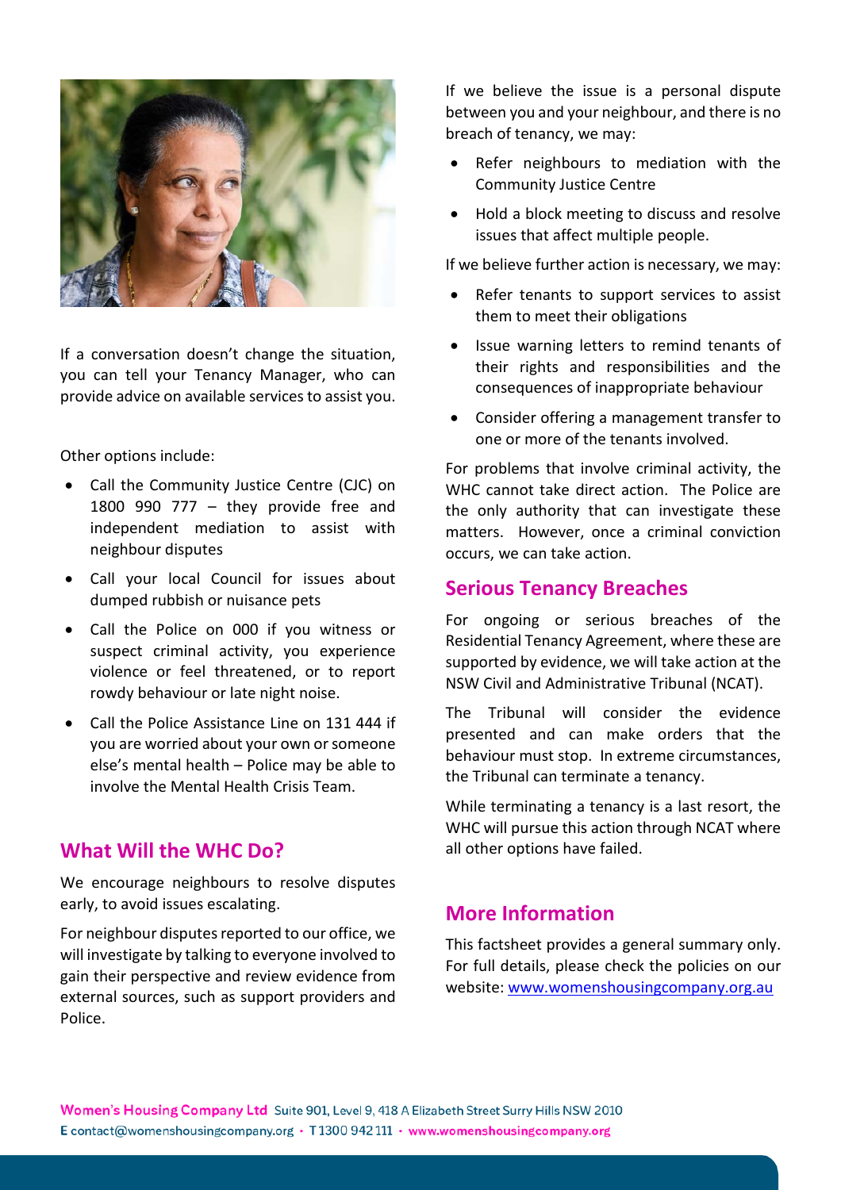If a conversation doesn't change the situation, you can tell your Tenancy Manager, who can provide advice on available services to assist you.

Other options include:

- Call the Community Justice Centre (CJC) on 1800 990 777 – they provide free and independent mediation to assist with neighbour disputes
- Call your local Council for issues about dumped rubbish or nuisance pets
- Call the Police on 000 if you witness or suspect criminal activity, you experience violence or feel threatened, or to report rowdy behaviour or late night noise.
- Call the Police Assistance Line on 131 444 if you are worried about your own or someone else's mental health – Police may be able to involve the Mental Health Crisis Team.

## What Will the WHC Do?

We encourage neighbours to resolve disputes early, to avoid issues escalating.

For neighbour disputes reported to our office, we will investigate by talking to everyone involved to gain their perspective and review evidence from external sources, such as support providers and Police.

If we believe the issue is a personal dispute between you and your neighbour, and there is no breach of tenancy, we may:

- Refer neighbours to mediation with the Community Justice Centre
- Hold a block meeting to discuss and resolve issues that affect multiple people.

If we believe further action is necessary, we may:

- Refer tenants to support services to assist them to meet their obligations
- Issue warning letters to remind tenants of their rights and responsibilities and the consequences of inappropriate behaviour
- Consider offering a management transfer to one or more of the tenants involved.

For problems that involve criminal activity, the WHC cannot take direct action. The Police are the only authority that can investigate these matters. However, once a criminal conviction occurs, we can take action.

## Serious Tenancy Breaches

For ongoing or serious breaches of the Residential Tenancy Agreement, where these are supported by evidence, we will take action at the NSW Civil and Administrative Tribunal (NCAT).

The Tribunal will consider the evidence presented and can make orders that the behaviour must stop. In extreme circumstances, the Tribunal can terminate a tenancy.

While terminating a tenancy is a last resort, the WHC will pursue this action through NCAT where all other options have failed.

## More Information

This factsheet provides a general summary only. For full details, please check the policies on our website: www.womenshousingcompany.org.au

**Women's Housing Company Ltd** Suite 901, Level 9, 418 A Elizabeth Street Surry Hills NSW 2010
E contact@womenshousingcompany.org · T 1300 942 111 · www.womenshousingcompany.org